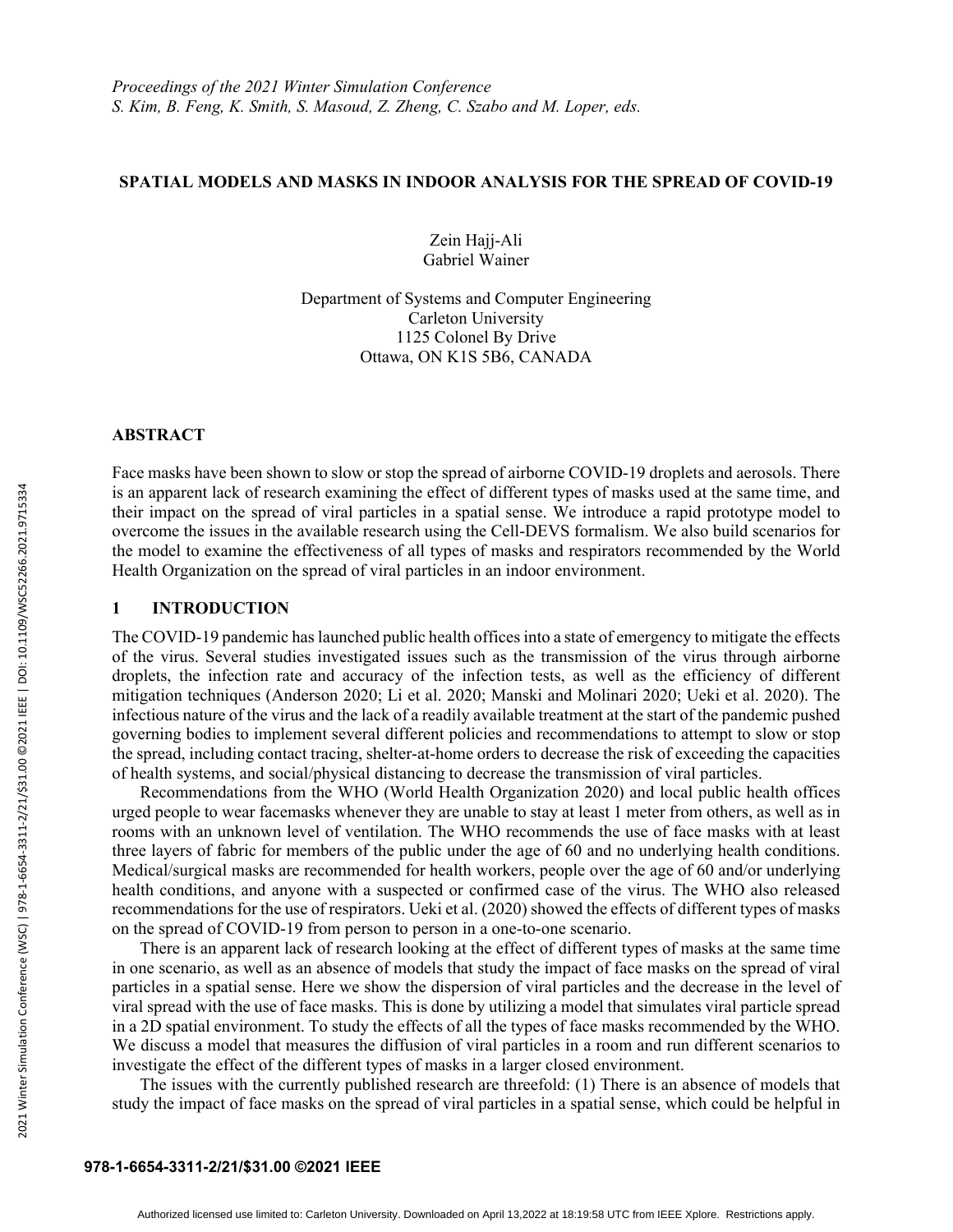*Proceedings of the 2021 Winter Simulation Conference*
*S. Kim, B. Feng, K. Smith, S. Masoud, Z. Zheng, C. Szabo and M. Loper, eds.*

# SPATIAL MODELS AND MASKS IN INDOOR ANALYSIS FOR THE SPREAD OF COVID-19

Zein Hajj-Ali
Gabriel Wainer

Department of Systems and Computer Engineering
Carleton University
1125 Colonel By Drive
Ottawa, ON K1S 5B6, CANADA

## ABSTRACT

Face masks have been shown to slow or stop the spread of airborne COVID-19 droplets and aerosols. There is an apparent lack of research examining the effect of different types of masks used at the same time, and their impact on the spread of viral particles in a spatial sense. We introduce a rapid prototype model to overcome the issues in the available research using the Cell-DEVS formalism. We also build scenarios for the model to examine the effectiveness of all types of masks and respirators recommended by the World Health Organization on the spread of viral particles in an indoor environment.

## 1 INTRODUCTION

The COVID-19 pandemic has launched public health offices into a state of emergency to mitigate the effects of the virus. Several studies investigated issues such as the transmission of the virus through airborne droplets, the infection rate and accuracy of the infection tests, as well as the efficiency of different mitigation techniques (Anderson 2020; Li et al. 2020; Manski and Molinari 2020; Ueki et al. 2020). The infectious nature of the virus and the lack of a readily available treatment at the start of the pandemic pushed governing bodies to implement several different policies and recommendations to attempt to slow or stop the spread, including contact tracing, shelter-at-home orders to decrease the risk of exceeding the capacities of health systems, and social/physical distancing to decrease the transmission of viral particles.

Recommendations from the WHO (World Health Organization 2020) and local public health offices urged people to wear facemasks whenever they are unable to stay at least 1 meter from others, as well as in rooms with an unknown level of ventilation. The WHO recommends the use of face masks with at least three layers of fabric for members of the public under the age of 60 and no underlying health conditions. Medical/surgical masks are recommended for health workers, people over the age of 60 and/or underlying health conditions, and anyone with a suspected or confirmed case of the virus. The WHO also released recommendations for the use of respirators. Ueki et al. (2020) showed the effects of different types of masks on the spread of COVID-19 from person to person in a one-to-one scenario.

There is an apparent lack of research looking at the effect of different types of masks at the same time in one scenario, as well as an absence of models that study the impact of face masks on the spread of viral particles in a spatial sense. Here we show the dispersion of viral particles and the decrease in the level of viral spread with the use of face masks. This is done by utilizing a model that simulates viral particle spread in a 2D spatial environment. To study the effects of all the types of face masks recommended by the WHO. We discuss a model that measures the diffusion of viral particles in a room and run different scenarios to investigate the effect of the different types of masks in a larger closed environment.

The issues with the currently published research are threefold: (1) There is an absence of models that study the impact of face masks on the spread of viral particles in a spatial sense, which could be helpful in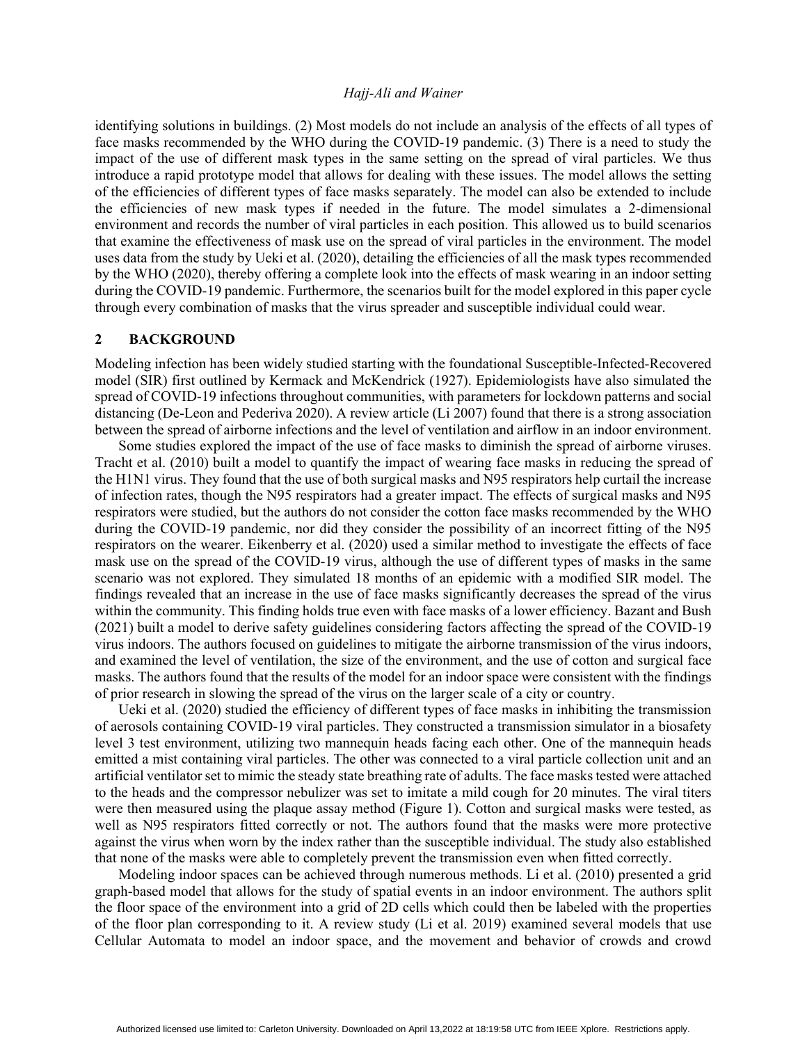identifying solutions in buildings. (2) Most models do not include an analysis of the effects of all types of face masks recommended by the WHO during the COVID-19 pandemic. (3) There is a need to study the impact of the use of different mask types in the same setting on the spread of viral particles. We thus introduce a rapid prototype model that allows for dealing with these issues. The model allows the setting of the efficiencies of different types of face masks separately. The model can also be extended to include the efficiencies of new mask types if needed in the future. The model simulates a 2-dimensional environment and records the number of viral particles in each position. This allowed us to build scenarios that examine the effectiveness of mask use on the spread of viral particles in the environment. The model uses data from the study by Ueki et al. (2020), detailing the efficiencies of all the mask types recommended by the WHO (2020), thereby offering a complete look into the effects of mask wearing in an indoor setting during the COVID-19 pandemic. Furthermore, the scenarios built for the model explored in this paper cycle through every combination of masks that the virus spreader and susceptible individual could wear.

## 2 BACKGROUND

Modeling infection has been widely studied starting with the foundational Susceptible-Infected-Recovered model (SIR) first outlined by Kermack and McKendrick (1927). Epidemiologists have also simulated the spread of COVID-19 infections throughout communities, with parameters for lockdown patterns and social distancing (De-Leon and Pederiva 2020). A review article (Li 2007) found that there is a strong association between the spread of airborne infections and the level of ventilation and airflow in an indoor environment.

Some studies explored the impact of the use of face masks to diminish the spread of airborne viruses. Tracht et al. (2010) built a model to quantify the impact of wearing face masks in reducing the spread of the H1N1 virus. They found that the use of both surgical masks and N95 respirators help curtail the increase of infection rates, though the N95 respirators had a greater impact. The effects of surgical masks and N95 respirators were studied, but the authors do not consider the cotton face masks recommended by the WHO during the COVID-19 pandemic, nor did they consider the possibility of an incorrect fitting of the N95 respirators on the wearer. Eikenberry et al. (2020) used a similar method to investigate the effects of face mask use on the spread of the COVID-19 virus, although the use of different types of masks in the same scenario was not explored. They simulated 18 months of an epidemic with a modified SIR model. The findings revealed that an increase in the use of face masks significantly decreases the spread of the virus within the community. This finding holds true even with face masks of a lower efficiency. Bazant and Bush (2021) built a model to derive safety guidelines considering factors affecting the spread of the COVID-19 virus indoors. The authors focused on guidelines to mitigate the airborne transmission of the virus indoors, and examined the level of ventilation, the size of the environment, and the use of cotton and surgical face masks. The authors found that the results of the model for an indoor space were consistent with the findings of prior research in slowing the spread of the virus on the larger scale of a city or country.

Ueki et al. (2020) studied the efficiency of different types of face masks in inhibiting the transmission of aerosols containing COVID-19 viral particles. They constructed a transmission simulator in a biosafety level 3 test environment, utilizing two mannequin heads facing each other. One of the mannequin heads emitted a mist containing viral particles. The other was connected to a viral particle collection unit and an artificial ventilator set to mimic the steady state breathing rate of adults. The face masks tested were attached to the heads and the compressor nebulizer was set to imitate a mild cough for 20 minutes. The viral titers were then measured using the plaque assay method (Figure 1). Cotton and surgical masks were tested, as well as N95 respirators fitted correctly or not. The authors found that the masks were more protective against the virus when worn by the index rather than the susceptible individual. The study also established that none of the masks were able to completely prevent the transmission even when fitted correctly.

Modeling indoor spaces can be achieved through numerous methods. Li et al. (2010) presented a grid graph-based model that allows for the study of spatial events in an indoor environment. The authors split the floor space of the environment into a grid of 2D cells which could then be labeled with the properties of the floor plan corresponding to it. A review study (Li et al. 2019) examined several models that use Cellular Automata to model an indoor space, and the movement and behavior of crowds and crowd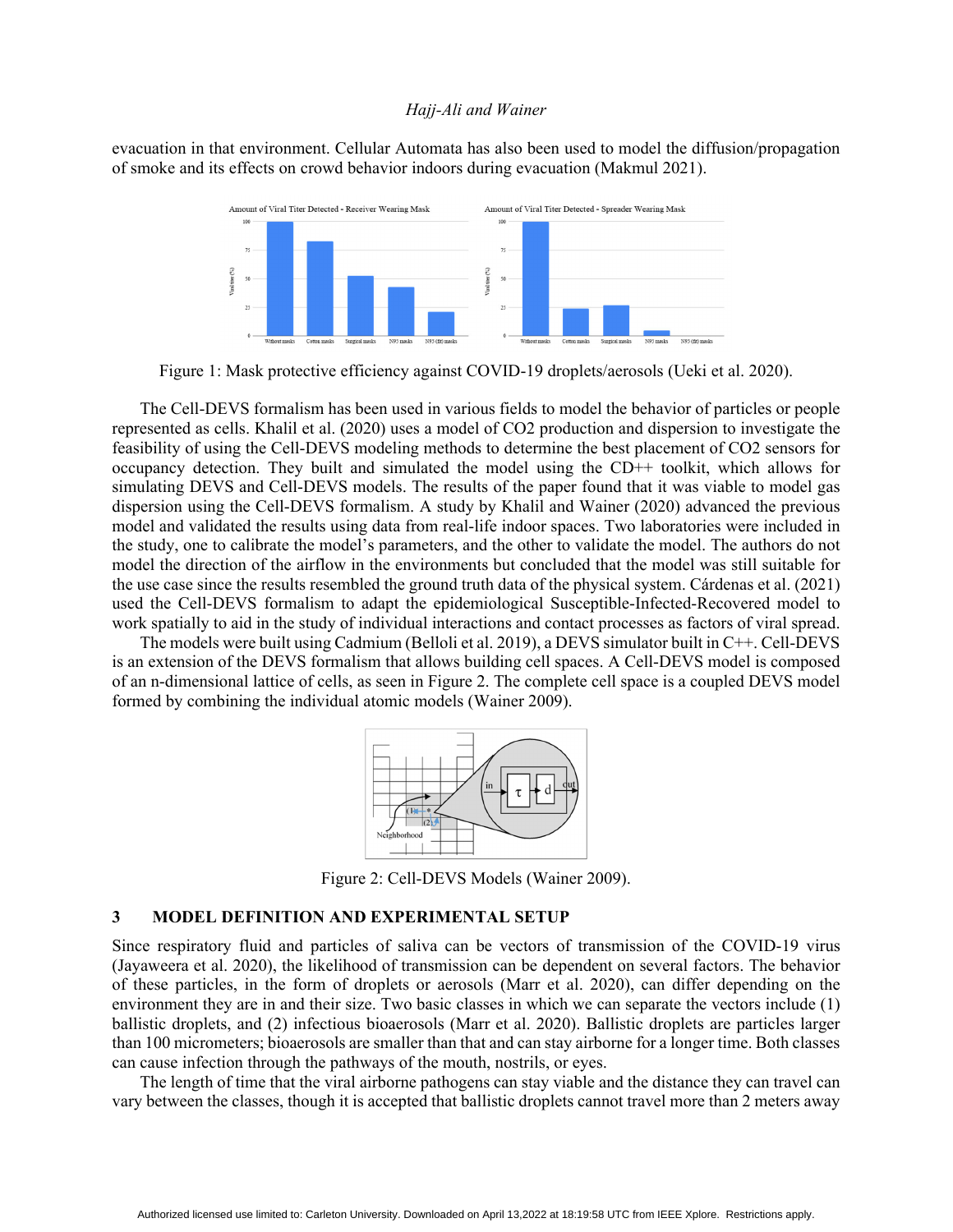evacuation in that environment. Cellular Automata has also been used to model the diffusion/propagation of smoke and its effects on crowd behavior indoors during evacuation (Makmul 2021).

Figure 1: Mask protective efficiency against COVID-19 droplets/aerosols (Ueki et al. 2020).

The Cell-DEVS formalism has been used in various fields to model the behavior of particles or people represented as cells. Khalil et al. (2020) uses a model of CO2 production and dispersion to investigate the feasibility of using the Cell-DEVS modeling methods to determine the best placement of CO2 sensors for occupancy detection. They built and simulated the model using the CD++ toolkit, which allows for simulating DEVS and Cell-DEVS models. The results of the paper found that it was viable to model gas dispersion using the Cell-DEVS formalism. A study by Khalil and Wainer (2020) advanced the previous model and validated the results using data from real-life indoor spaces. Two laboratories were included in the study, one to calibrate the model's parameters, and the other to validate the model. The authors do not model the direction of the airflow in the environments but concluded that the model was still suitable for the use case since the results resembled the ground truth data of the physical system. Cárdenas et al. (2021) used the Cell-DEVS formalism to adapt the epidemiological Susceptible-Infected-Recovered model to work spatially to aid in the study of individual interactions and contact processes as factors of viral spread.

The models were built using Cadmium (Belloli et al. 2019), a DEVS simulator built in C++. Cell-DEVS is an extension of the DEVS formalism that allows building cell spaces. A Cell-DEVS model is composed of an n-dimensional lattice of cells, as seen in Figure 2. The complete cell space is a coupled DEVS model formed by combining the individual atomic models (Wainer 2009).

Figure 2: Cell-DEVS Models (Wainer 2009).

## 3 MODEL DEFINITION AND EXPERIMENTAL SETUP

Since respiratory fluid and particles of saliva can be vectors of transmission of the COVID-19 virus (Jayaweera et al. 2020), the likelihood of transmission can be dependent on several factors. The behavior of these particles, in the form of droplets or aerosols (Marr et al. 2020), can differ depending on the environment they are in and their size. Two basic classes in which we can separate the vectors include (1) ballistic droplets, and (2) infectious bioaerosols (Marr et al. 2020). Ballistic droplets are particles larger than 100 micrometers; bioaerosols are smaller than that and can stay airborne for a longer time. Both classes can cause infection through the pathways of the mouth, nostrils, or eyes.

The length of time that the viral airborne pathogens can stay viable and the distance they can travel can vary between the classes, though it is accepted that ballistic droplets cannot travel more than 2 meters away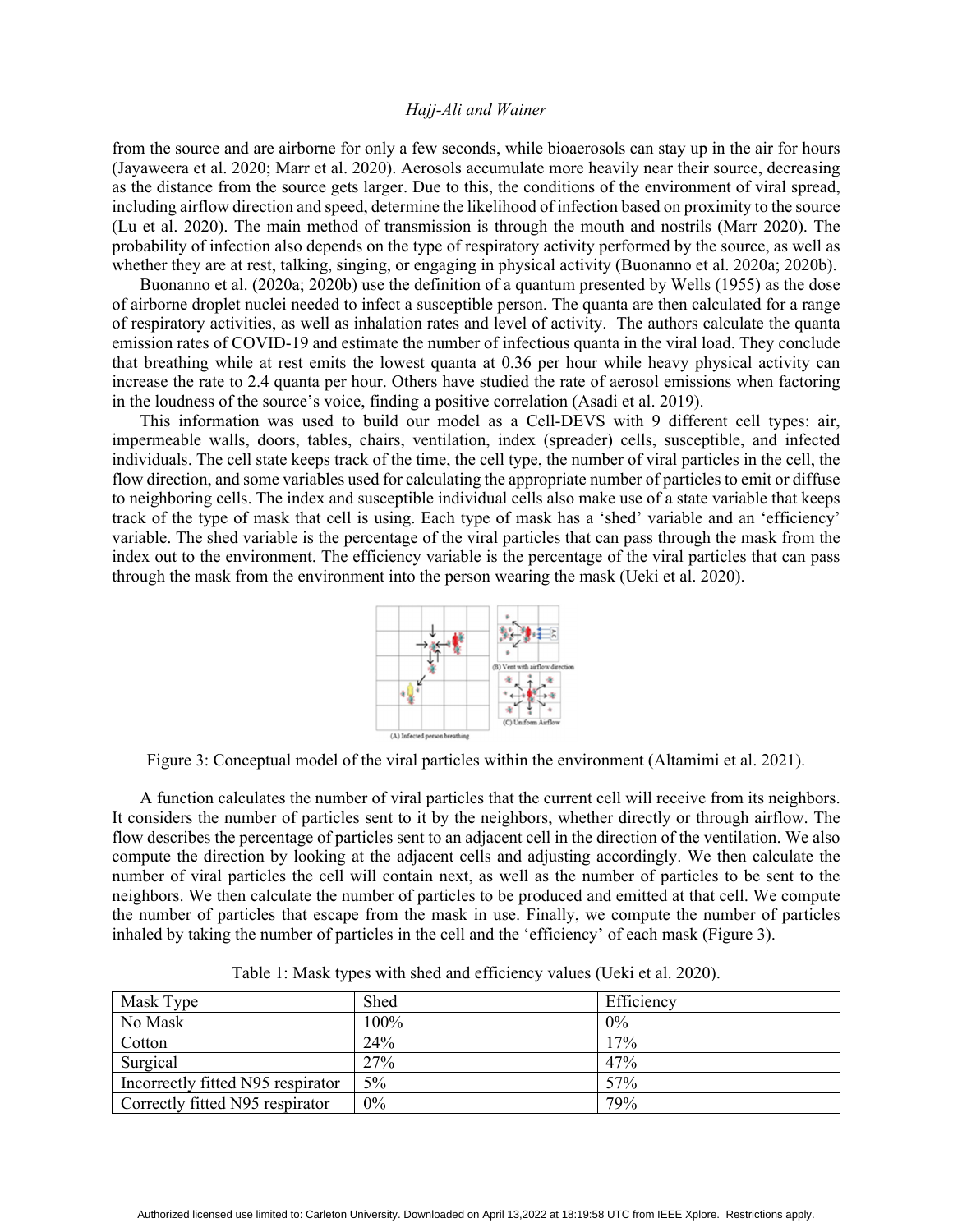from the source and are airborne for only a few seconds, while bioaerosols can stay up in the air for hours (Jayaweera et al. 2020; Marr et al. 2020). Aerosols accumulate more heavily near their source, decreasing as the distance from the source gets larger. Due to this, the conditions of the environment of viral spread, including airflow direction and speed, determine the likelihood of infection based on proximity to the source (Lu et al. 2020). The main method of transmission is through the mouth and nostrils (Marr 2020). The probability of infection also depends on the type of respiratory activity performed by the source, as well as whether they are at rest, talking, singing, or engaging in physical activity (Buonanno et al. 2020a; 2020b).

Buonanno et al. (2020a; 2020b) use the definition of a quantum presented by Wells (1955) as the dose of airborne droplet nuclei needed to infect a susceptible person. The quanta are then calculated for a range of respiratory activities, as well as inhalation rates and level of activity. The authors calculate the quanta emission rates of COVID-19 and estimate the number of infectious quanta in the viral load. They conclude that breathing while at rest emits the lowest quanta at 0.36 per hour while heavy physical activity can increase the rate to 2.4 quanta per hour. Others have studied the rate of aerosol emissions when factoring in the loudness of the source's voice, finding a positive correlation (Asadi et al. 2019).

This information was used to build our model as a Cell-DEVS with 9 different cell types: air, impermeable walls, doors, tables, chairs, ventilation, index (spreader) cells, susceptible, and infected individuals. The cell state keeps track of the time, the cell type, the number of viral particles in the cell, the flow direction, and some variables used for calculating the appropriate number of particles to emit or diffuse to neighboring cells. The index and susceptible individual cells also make use of a state variable that keeps track of the type of mask that cell is using. Each type of mask has a 'shed' variable and an 'efficiency' variable. The shed variable is the percentage of the viral particles that can pass through the mask from the index out to the environment. The efficiency variable is the percentage of the viral particles that can pass through the mask from the environment into the person wearing the mask (Ueki et al. 2020).

Figure 3: Conceptual model of the viral particles within the environment (Altamimi et al. 2021).

A function calculates the number of viral particles that the current cell will receive from its neighbors. It considers the number of particles sent to it by the neighbors, whether directly or through airflow. The flow describes the percentage of particles sent to an adjacent cell in the direction of the ventilation. We also compute the direction by looking at the adjacent cells and adjusting accordingly. We then calculate the number of viral particles the cell will contain next, as well as the number of particles to be sent to the neighbors. We then calculate the number of particles to be produced and emitted at that cell. We compute the number of particles that escape from the mask in use. Finally, we compute the number of particles inhaled by taking the number of particles in the cell and the 'efficiency' of each mask (Figure 3).

Table 1: Mask types with shed and efficiency values (Ueki et al. 2020).

| Mask Type | Shed | Efficiency |
|---|---|---|
| No Mask | 100% | 0% |
| Cotton | 24% | 17% |
| Surgical | 27% | 47% |
| Incorrectly fitted N95 respirator | 5% | 57% |
| Correctly fitted N95 respirator | 0% | 79% |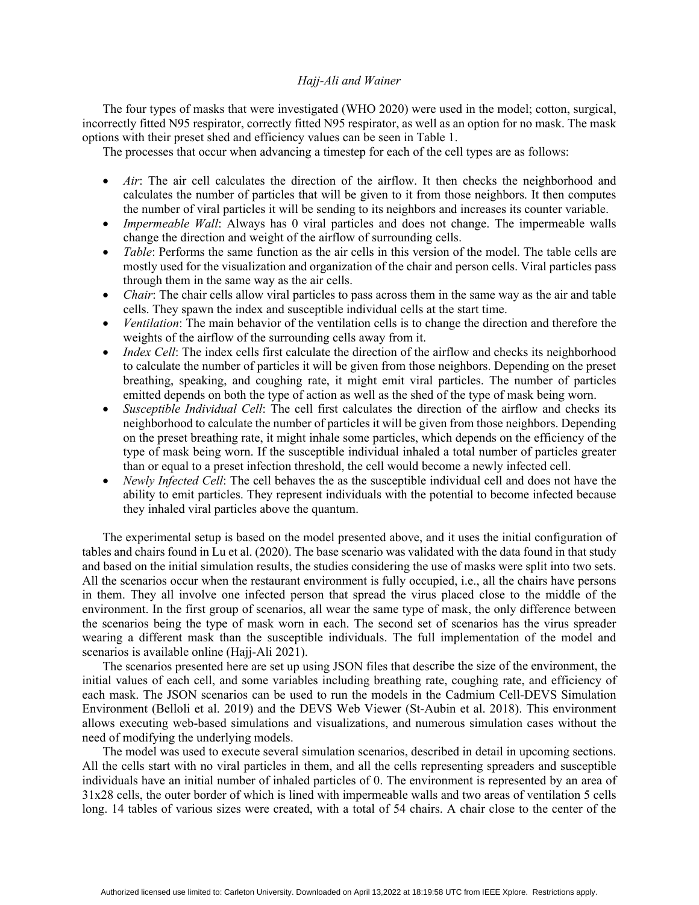The four types of masks that were investigated (WHO 2020) were used in the model; cotton, surgical, incorrectly fitted N95 respirator, correctly fitted N95 respirator, as well as an option for no mask. The mask options with their preset shed and efficiency values can be seen in Table 1.

The processes that occur when advancing a timestep for each of the cell types are as follows:

- *Air*: The air cell calculates the direction of the airflow. It then checks the neighborhood and calculates the number of particles that will be given to it from those neighbors. It then computes the number of viral particles it will be sending to its neighbors and increases its counter variable.
- *Impermeable Wall*: Always has 0 viral particles and does not change. The impermeable walls change the direction and weight of the airflow of surrounding cells.
- *Table*: Performs the same function as the air cells in this version of the model. The table cells are mostly used for the visualization and organization of the chair and person cells. Viral particles pass through them in the same way as the air cells.
- *Chair*: The chair cells allow viral particles to pass across them in the same way as the air and table cells. They spawn the index and susceptible individual cells at the start time.
- *Ventilation*: The main behavior of the ventilation cells is to change the direction and therefore the weights of the airflow of the surrounding cells away from it.
- *Index Cell*: The index cells first calculate the direction of the airflow and checks its neighborhood to calculate the number of particles it will be given from those neighbors. Depending on the preset breathing, speaking, and coughing rate, it might emit viral particles. The number of particles emitted depends on both the type of action as well as the shed of the type of mask being worn.
- *Susceptible Individual Cell*: The cell first calculates the direction of the airflow and checks its neighborhood to calculate the number of particles it will be given from those neighbors. Depending on the preset breathing rate, it might inhale some particles, which depends on the efficiency of the type of mask being worn. If the susceptible individual inhaled a total number of particles greater than or equal to a preset infection threshold, the cell would become a newly infected cell.
- *Newly Infected Cell*: The cell behaves the as the susceptible individual cell and does not have the ability to emit particles. They represent individuals with the potential to become infected because they inhaled viral particles above the quantum.

The experimental setup is based on the model presented above, and it uses the initial configuration of tables and chairs found in Lu et al. (2020). The base scenario was validated with the data found in that study and based on the initial simulation results, the studies considering the use of masks were split into two sets. All the scenarios occur when the restaurant environment is fully occupied, i.e., all the chairs have persons in them. They all involve one infected person that spread the virus placed close to the middle of the environment. In the first group of scenarios, all wear the same type of mask, the only difference between the scenarios being the type of mask worn in each. The second set of scenarios has the virus spreader wearing a different mask than the susceptible individuals. The full implementation of the model and scenarios is available online (Hajj-Ali 2021).

The scenarios presented here are set up using JSON files that describe the size of the environment, the initial values of each cell, and some variables including breathing rate, coughing rate, and efficiency of each mask. The JSON scenarios can be used to run the models in the Cadmium Cell-DEVS Simulation Environment (Belloli et al. 2019) and the DEVS Web Viewer (St-Aubin et al. 2018). This environment allows executing web-based simulations and visualizations, and numerous simulation cases without the need of modifying the underlying models.

The model was used to execute several simulation scenarios, described in detail in upcoming sections. All the cells start with no viral particles in them, and all the cells representing spreaders and susceptible individuals have an initial number of inhaled particles of 0. The environment is represented by an area of 31x28 cells, the outer border of which is lined with impermeable walls and two areas of ventilation 5 cells long. 14 tables of various sizes were created, with a total of 54 chairs. A chair close to the center of the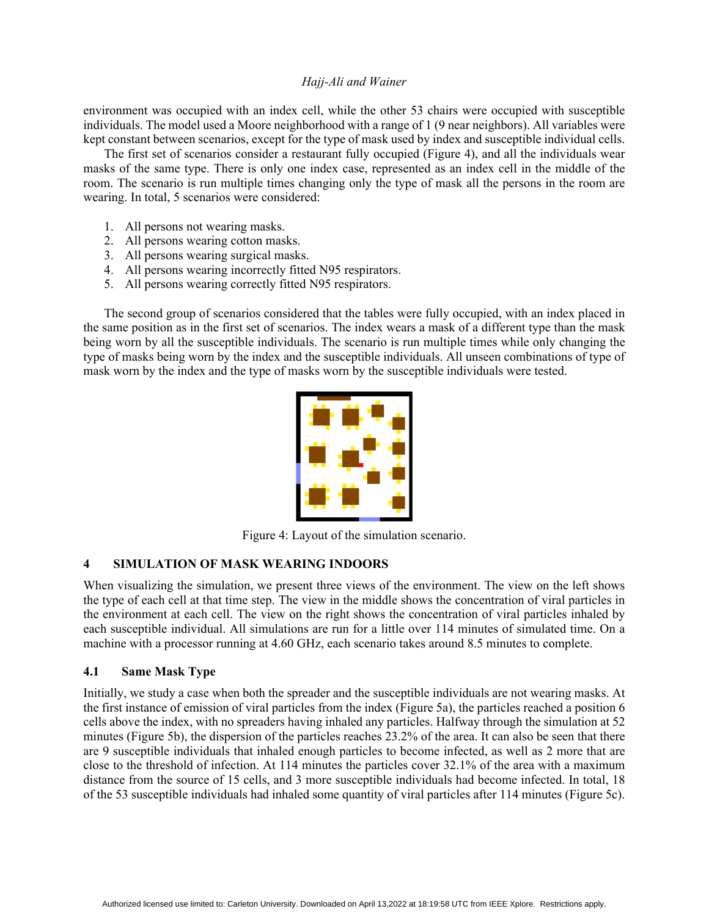environment was occupied with an index cell, while the other 53 chairs were occupied with susceptible individuals. The model used a Moore neighborhood with a range of 1 (9 near neighbors). All variables were kept constant between scenarios, except for the type of mask used by index and susceptible individual cells.

The first set of scenarios consider a restaurant fully occupied (Figure 4), and all the individuals wear masks of the same type. There is only one index case, represented as an index cell in the middle of the room. The scenario is run multiple times changing only the type of mask all the persons in the room are wearing. In total, 5 scenarios were considered:

1. All persons not wearing masks.
2. All persons wearing cotton masks.
3. All persons wearing surgical masks.
4. All persons wearing incorrectly fitted N95 respirators.
5. All persons wearing correctly fitted N95 respirators.

The second group of scenarios considered that the tables were fully occupied, with an index placed in the same position as in the first set of scenarios. The index wears a mask of a different type than the mask being worn by all the susceptible individuals. The scenario is run multiple times while only changing the type of masks being worn by the index and the susceptible individuals. All unseen combinations of type of mask worn by the index and the type of masks worn by the susceptible individuals were tested.

Figure 4: Layout of the simulation scenario.

## 4 SIMULATION OF MASK WEARING INDOORS

When visualizing the simulation, we present three views of the environment. The view on the left shows the type of each cell at that time step. The view in the middle shows the concentration of viral particles in the environment at each cell. The view on the right shows the concentration of viral particles inhaled by each susceptible individual. All simulations are run for a little over 114 minutes of simulated time. On a machine with a processor running at 4.60 GHz, each scenario takes around 8.5 minutes to complete.

### 4.1 Same Mask Type

Initially, we study a case when both the spreader and the susceptible individuals are not wearing masks. At the first instance of emission of viral particles from the index (Figure 5a), the particles reached a position 6 cells above the index, with no spreaders having inhaled any particles. Halfway through the simulation at 52 minutes (Figure 5b), the dispersion of the particles reaches 23.2% of the area. It can also be seen that there are 9 susceptible individuals that inhaled enough particles to become infected, as well as 2 more that are close to the threshold of infection. At 114 minutes the particles cover 32.1% of the area with a maximum distance from the source of 15 cells, and 3 more susceptible individuals had become infected. In total, 18 of the 53 susceptible individuals had inhaled some quantity of viral particles after 114 minutes (Figure 5c).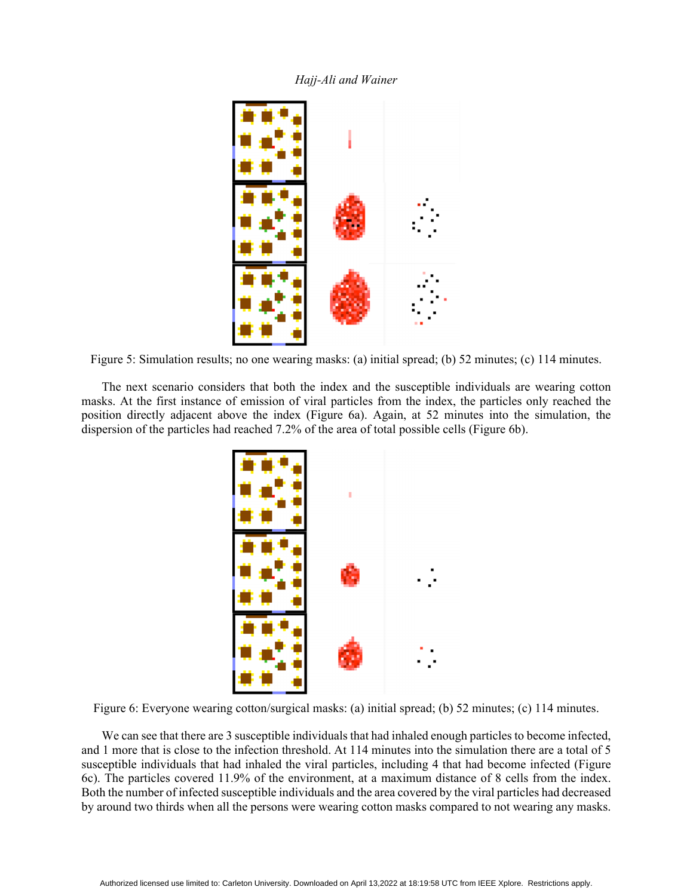Figure 5: Simulation results; no one wearing masks: (a) initial spread; (b) 52 minutes; (c) 114 minutes.

The next scenario considers that both the index and the susceptible individuals are wearing cotton masks. At the first instance of emission of viral particles from the index, the particles only reached the position directly adjacent above the index (Figure 6a). Again, at 52 minutes into the simulation, the dispersion of the particles had reached 7.2% of the area of total possible cells (Figure 6b).

Figure 6: Everyone wearing cotton/surgical masks: (a) initial spread; (b) 52 minutes; (c) 114 minutes.

We can see that there are 3 susceptible individuals that had inhaled enough particles to become infected, and 1 more that is close to the infection threshold. At 114 minutes into the simulation there are a total of 5 susceptible individuals that had inhaled the viral particles, including 4 that had become infected (Figure 6c). The particles covered 11.9% of the environment, at a maximum distance of 8 cells from the index. Both the number of infected susceptible individuals and the area covered by the viral particles had decreased by around two thirds when all the persons were wearing cotton masks compared to not wearing any masks.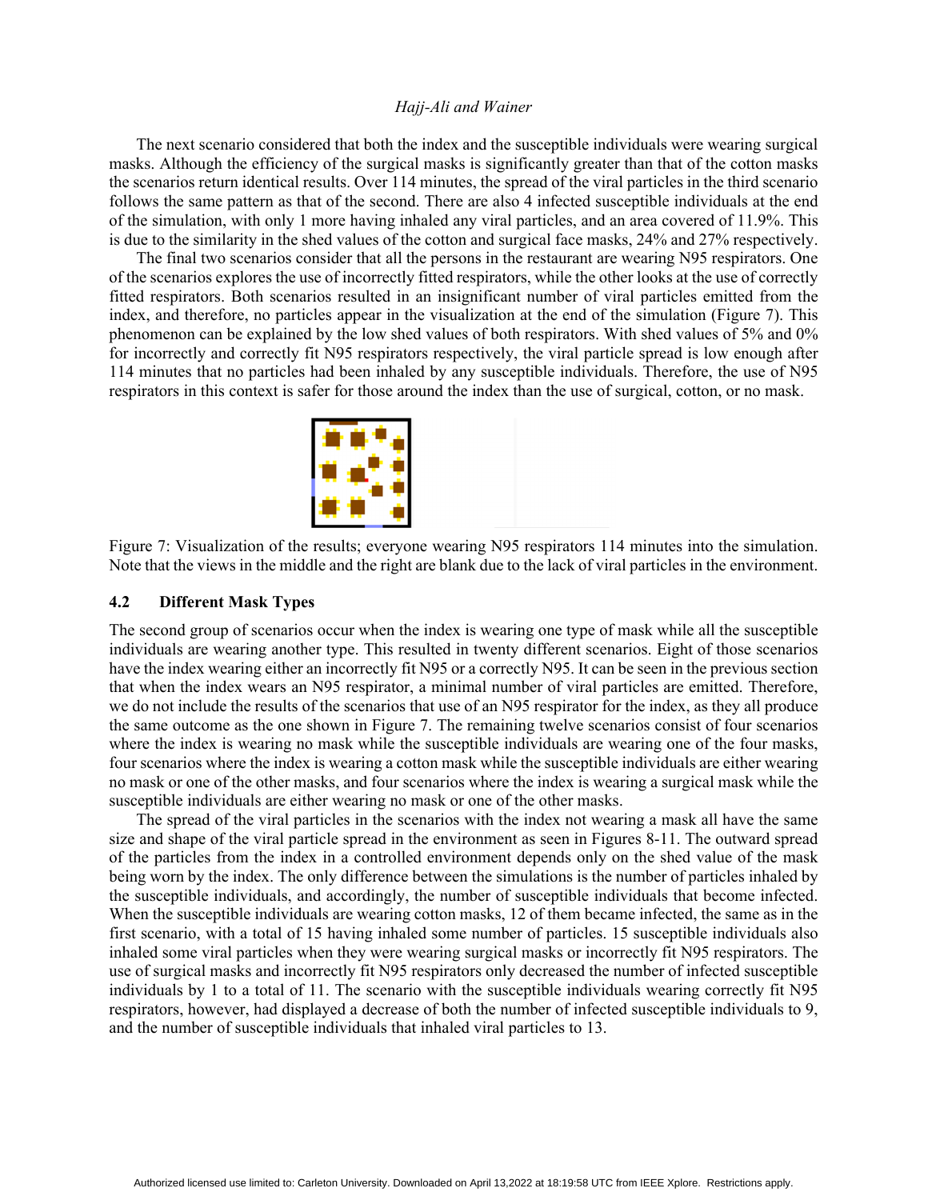The next scenario considered that both the index and the susceptible individuals were wearing surgical masks. Although the efficiency of the surgical masks is significantly greater than that of the cotton masks the scenarios return identical results. Over 114 minutes, the spread of the viral particles in the third scenario follows the same pattern as that of the second. There are also 4 infected susceptible individuals at the end of the simulation, with only 1 more having inhaled any viral particles, and an area covered of 11.9%. This is due to the similarity in the shed values of the cotton and surgical face masks, 24% and 27% respectively.

The final two scenarios consider that all the persons in the restaurant are wearing N95 respirators. One of the scenarios explores the use of incorrectly fitted respirators, while the other looks at the use of correctly fitted respirators. Both scenarios resulted in an insignificant number of viral particles emitted from the index, and therefore, no particles appear in the visualization at the end of the simulation (Figure 7). This phenomenon can be explained by the low shed values of both respirators. With shed values of 5% and 0% for incorrectly and correctly fit N95 respirators respectively, the viral particle spread is low enough after 114 minutes that no particles had been inhaled by any susceptible individuals. Therefore, the use of N95 respirators in this context is safer for those around the index than the use of surgical, cotton, or no mask.

Figure 7: Visualization of the results; everyone wearing N95 respirators 114 minutes into the simulation. Note that the views in the middle and the right are blank due to the lack of viral particles in the environment.

### 4.2 Different Mask Types

The second group of scenarios occur when the index is wearing one type of mask while all the susceptible individuals are wearing another type. This resulted in twenty different scenarios. Eight of those scenarios have the index wearing either an incorrectly fit N95 or a correctly N95. It can be seen in the previous section that when the index wears an N95 respirator, a minimal number of viral particles are emitted. Therefore, we do not include the results of the scenarios that use of an N95 respirator for the index, as they all produce the same outcome as the one shown in Figure 7. The remaining twelve scenarios consist of four scenarios where the index is wearing no mask while the susceptible individuals are wearing one of the four masks, four scenarios where the index is wearing a cotton mask while the susceptible individuals are either wearing no mask or one of the other masks, and four scenarios where the index is wearing a surgical mask while the susceptible individuals are either wearing no mask or one of the other masks.

The spread of the viral particles in the scenarios with the index not wearing a mask all have the same size and shape of the viral particle spread in the environment as seen in Figures 8-11. The outward spread of the particles from the index in a controlled environment depends only on the shed value of the mask being worn by the index. The only difference between the simulations is the number of particles inhaled by the susceptible individuals, and accordingly, the number of susceptible individuals that become infected. When the susceptible individuals are wearing cotton masks, 12 of them became infected, the same as in the first scenario, with a total of 15 having inhaled some number of particles. 15 susceptible individuals also inhaled some viral particles when they were wearing surgical masks or incorrectly fit N95 respirators. The use of surgical masks and incorrectly fit N95 respirators only decreased the number of infected susceptible individuals by 1 to a total of 11. The scenario with the susceptible individuals wearing correctly fit N95 respirators, however, had displayed a decrease of both the number of infected susceptible individuals to 9, and the number of susceptible individuals that inhaled viral particles to 13.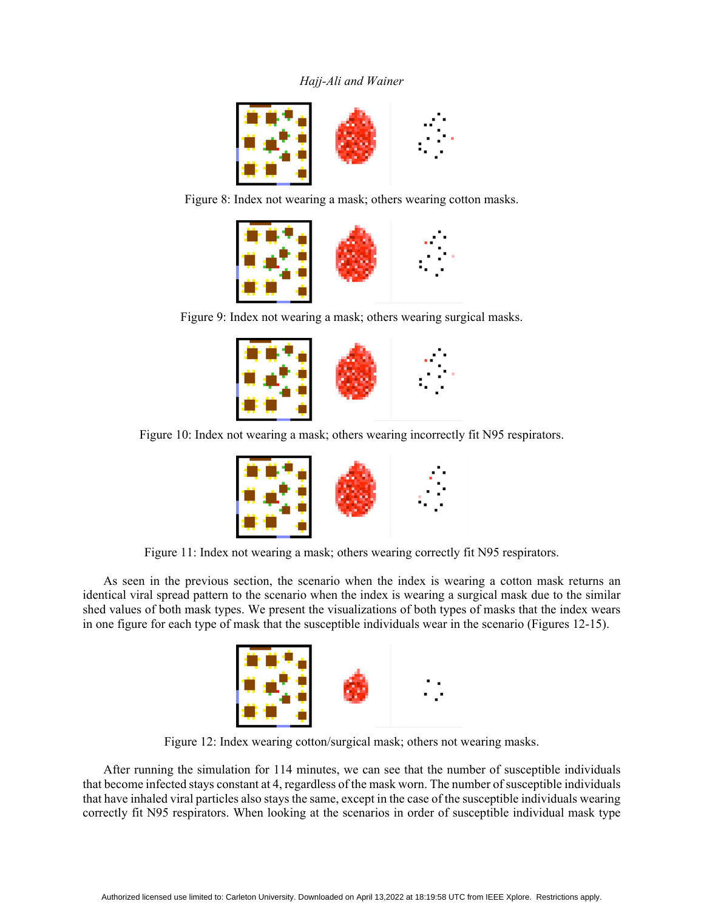Figure 8: Index not wearing a mask; others wearing cotton masks.

Figure 9: Index not wearing a mask; others wearing surgical masks.

Figure 10: Index not wearing a mask; others wearing incorrectly fit N95 respirators.

Figure 11: Index not wearing a mask; others wearing correctly fit N95 respirators.

As seen in the previous section, the scenario when the index is wearing a cotton mask returns an identical viral spread pattern to the scenario when the index is wearing a surgical mask due to the similar shed values of both mask types. We present the visualizations of both types of masks that the index wears in one figure for each type of mask that the susceptible individuals wear in the scenario (Figures 12-15).

Figure 12: Index wearing cotton/surgical mask; others not wearing masks.

After running the simulation for 114 minutes, we can see that the number of susceptible individuals that become infected stays constant at 4, regardless of the mask worn. The number of susceptible individuals that have inhaled viral particles also stays the same, except in the case of the susceptible individuals wearing correctly fit N95 respirators. When looking at the scenarios in order of susceptible individual mask type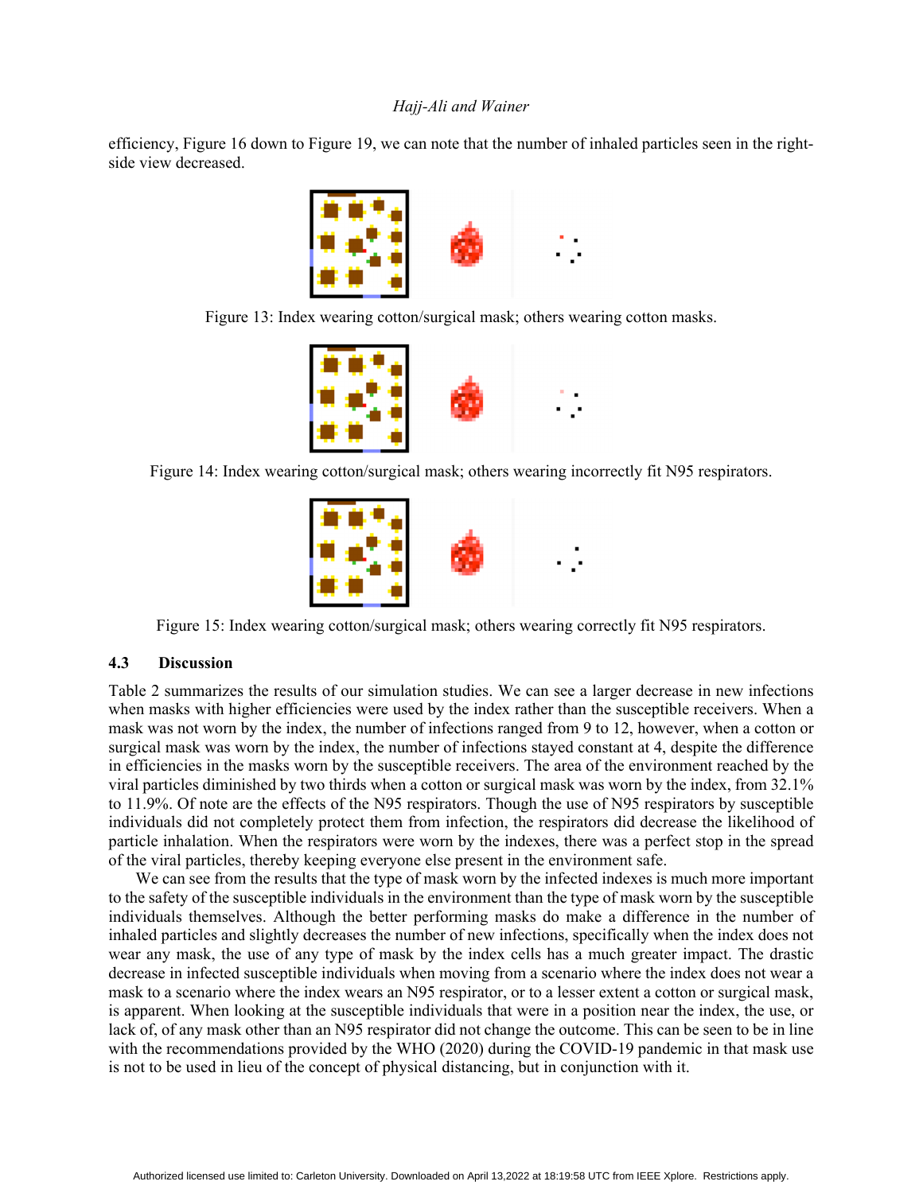efficiency, Figure 16 down to Figure 19, we can note that the number of inhaled particles seen in the right-side view decreased.

Figure 13: Index wearing cotton/surgical mask; others wearing cotton masks.

Figure 14: Index wearing cotton/surgical mask; others wearing incorrectly fit N95 respirators.

Figure 15: Index wearing cotton/surgical mask; others wearing correctly fit N95 respirators.

### 4.3 Discussion

Table 2 summarizes the results of our simulation studies. We can see a larger decrease in new infections when masks with higher efficiencies were used by the index rather than the susceptible receivers. When a mask was not worn by the index, the number of infections ranged from 9 to 12, however, when a cotton or surgical mask was worn by the index, the number of infections stayed constant at 4, despite the difference in efficiencies in the masks worn by the susceptible receivers. The area of the environment reached by the viral particles diminished by two thirds when a cotton or surgical mask was worn by the index, from 32.1% to 11.9%. Of note are the effects of the N95 respirators. Though the use of N95 respirators by susceptible individuals did not completely protect them from infection, the respirators did decrease the likelihood of particle inhalation. When the respirators were worn by the indexes, there was a perfect stop in the spread of the viral particles, thereby keeping everyone else present in the environment safe.

We can see from the results that the type of mask worn by the infected indexes is much more important to the safety of the susceptible individuals in the environment than the type of mask worn by the susceptible individuals themselves. Although the better performing masks do make a difference in the number of inhaled particles and slightly decreases the number of new infections, specifically when the index does not wear any mask, the use of any type of mask by the index cells has a much greater impact. The drastic decrease in infected susceptible individuals when moving from a scenario where the index does not wear a mask to a scenario where the index wears an N95 respirator, or to a lesser extent a cotton or surgical mask, is apparent. When looking at the susceptible individuals that were in a position near the index, the use, or lack of, of any mask other than an N95 respirator did not change the outcome. This can be seen to be in line with the recommendations provided by the WHO (2020) during the COVID-19 pandemic in that mask use is not to be used in lieu of the concept of physical distancing, but in conjunction with it.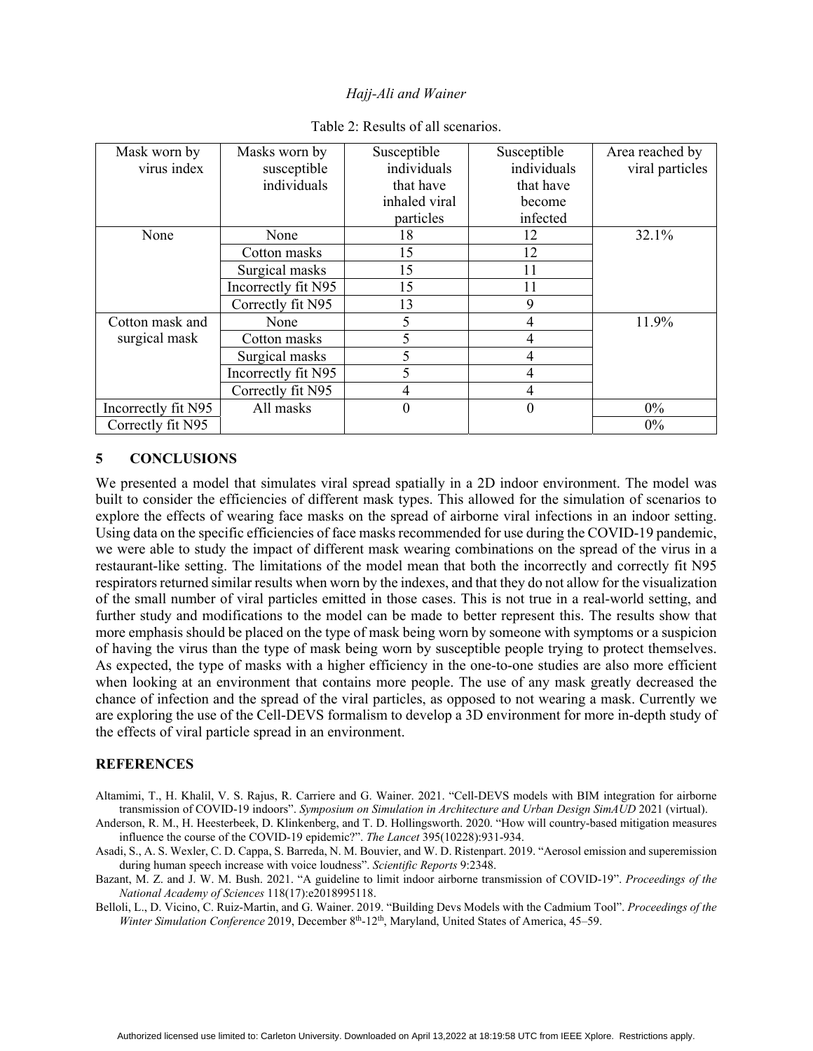Table 2: Results of all scenarios.

| Mask worn by virus index | Masks worn by susceptible individuals | Susceptible individuals that have inhaled viral particles | Susceptible individuals that have become infected | Area reached by viral particles |
|---|---|---|---|---|
| None | None | 18 | 12 | 32.1% |
| | Cotton masks | 15 | 12 | |
| | Surgical masks | 15 | 11 | |
| | Incorrectly fit N95 | 15 | 11 | |
| | Correctly fit N95 | 13 | 9 | |
| Cotton mask and surgical mask | None | 5 | 4 | 11.9% |
| | Cotton masks | 5 | 4 | |
| | Surgical masks | 5 | 4 | |
| | Incorrectly fit N95 | 5 | 4 | |
| | Correctly fit N95 | 4 | 4 | |
| Incorrectly fit N95 | All masks | 0 | 0 | 0% |
| Correctly fit N95 | | | | 0% |

## 5 CONCLUSIONS

We presented a model that simulates viral spread spatially in a 2D indoor environment. The model was built to consider the efficiencies of different mask types. This allowed for the simulation of scenarios to explore the effects of wearing face masks on the spread of airborne viral infections in an indoor setting. Using data on the specific efficiencies of face masks recommended for use during the COVID-19 pandemic, we were able to study the impact of different mask wearing combinations on the spread of the virus in a restaurant-like setting. The limitations of the model mean that both the incorrectly and correctly fit N95 respirators returned similar results when worn by the indexes, and that they do not allow for the visualization of the small number of viral particles emitted in those cases. This is not true in a real-world setting, and further study and modifications to the model can be made to better represent this. The results show that more emphasis should be placed on the type of mask being worn by someone with symptoms or a suspicion of having the virus than the type of mask being worn by susceptible people trying to protect themselves. As expected, the type of masks with a higher efficiency in the one-to-one studies are also more efficient when looking at an environment that contains more people. The use of any mask greatly decreased the chance of infection and the spread of the viral particles, as opposed to not wearing a mask. Currently we are exploring the use of the Cell-DEVS formalism to develop a 3D environment for more in-depth study of the effects of viral particle spread in an environment.

## REFERENCES

Altamimi, T., H. Khalil, V. S. Rajus, R. Carriere and G. Wainer. 2021. "Cell-DEVS models with BIM integration for airborne transmission of COVID-19 indoors". *Symposium on Simulation in Architecture and Urban Design SimAUD* 2021 (virtual).

Anderson, R. M., H. Heesterbeek, D. Klinkenberg, and T. D. Hollingsworth. 2020. "How will country-based mitigation measures influence the course of the COVID-19 epidemic?". *The Lancet* 395(10228):931-934.

Asadi, S., A. S. Wexler, C. D. Cappa, S. Barreda, N. M. Bouvier, and W. D. Ristenpart. 2019. "Aerosol emission and superemission during human speech increase with voice loudness". *Scientific Reports* 9:2348.

Bazant, M. Z. and J. W. M. Bush. 2021. "A guideline to limit indoor airborne transmission of COVID-19". *Proceedings of the National Academy of Sciences* 118(17):e2018995118.

Belloli, L., D. Vicino, C. Ruiz-Martin, and G. Wainer. 2019. "Building Devs Models with the Cadmium Tool". *Proceedings of the Winter Simulation Conference* 2019, December 8th-12th, Maryland, United States of America, 45–59.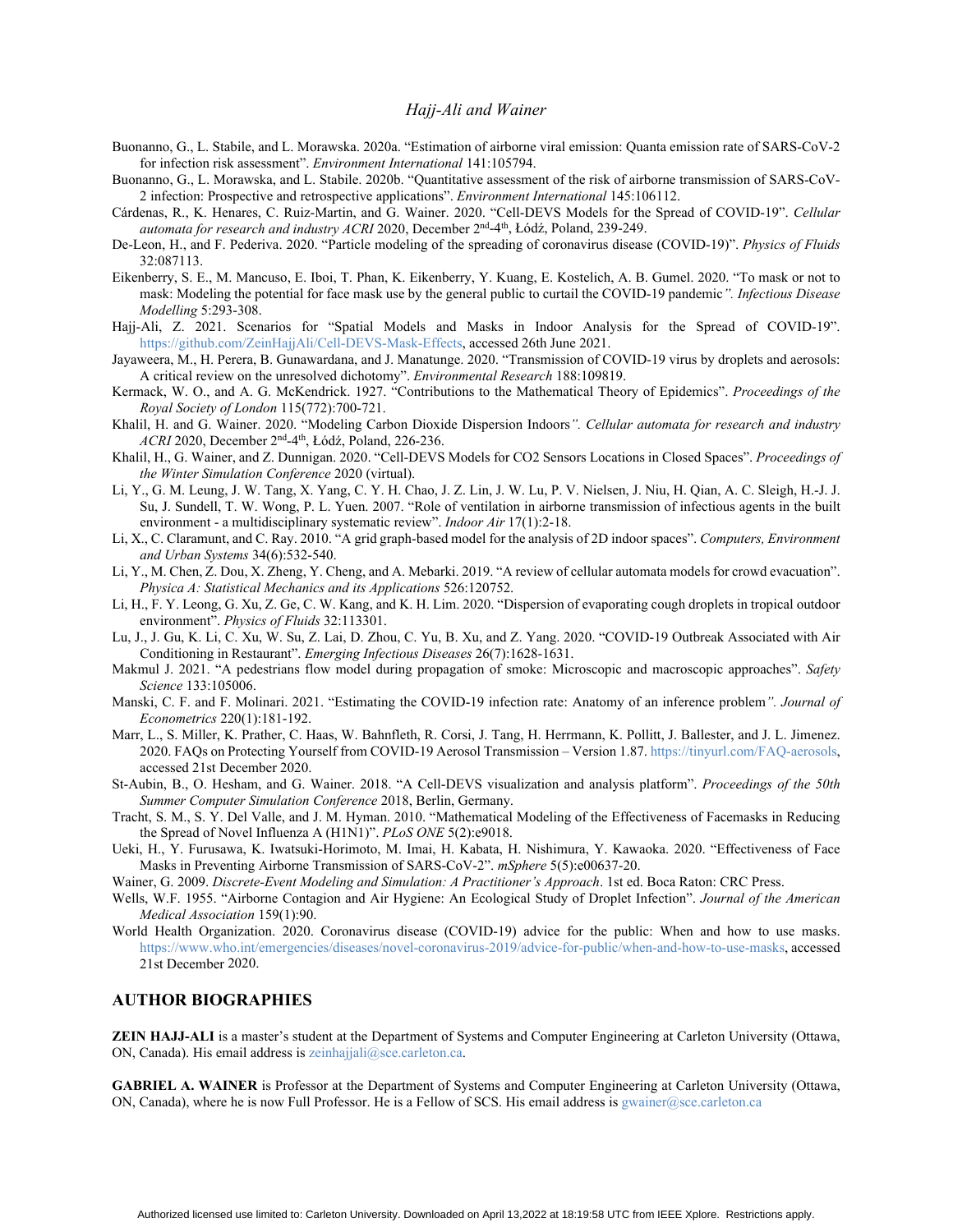Buonanno, G., L. Stabile, and L. Morawska. 2020a. "Estimation of airborne viral emission: Quanta emission rate of SARS-CoV-2 for infection risk assessment". *Environment International* 141:105794.

Buonanno, G., L. Morawska, and L. Stabile. 2020b. "Quantitative assessment of the risk of airborne transmission of SARS-CoV-2 infection: Prospective and retrospective applications". *Environment International* 145:106112.

Cárdenas, R., K. Henares, C. Ruiz-Martin, and G. Wainer. 2020. "Cell-DEVS Models for the Spread of COVID-19". *Cellular automata for research and industry ACRI* 2020, December 2nd-4th, Łódź, Poland, 239-249.

De-Leon, H., and F. Pederiva. 2020. "Particle modeling of the spreading of coronavirus disease (COVID-19)". *Physics of Fluids* 32:087113.

Eikenberry, S. E., M. Mancuso, E. Iboi, T. Phan, K. Eikenberry, Y. Kuang, E. Kostelich, A. B. Gumel. 2020. "To mask or not to mask: Modeling the potential for face mask use by the general public to curtail the COVID-19 pandemic*". Infectious Disease Modelling* 5:293-308.

Hajj-Ali, Z. 2021. Scenarios for "Spatial Models and Masks in Indoor Analysis for the Spread of COVID-19". https://github.com/ZeinHajjAli/Cell-DEVS-Mask-Effects, accessed 26th June 2021.

Jayaweera, M., H. Perera, B. Gunawardana, and J. Manatunge. 2020. "Transmission of COVID-19 virus by droplets and aerosols: A critical review on the unresolved dichotomy". *Environmental Research* 188:109819.

Kermack, W. O., and A. G. McKendrick. 1927. "Contributions to the Mathematical Theory of Epidemics". *Proceedings of the Royal Society of London* 115(772):700-721.

Khalil, H. and G. Wainer. 2020. "Modeling Carbon Dioxide Dispersion Indoors*". Cellular automata for research and industry ACRI* 2020, December 2nd-4th, Łódź, Poland, 226-236.

Khalil, H., G. Wainer, and Z. Dunnigan. 2020. "Cell-DEVS Models for CO2 Sensors Locations in Closed Spaces". *Proceedings of the Winter Simulation Conference* 2020 (virtual).

Li, Y., G. M. Leung, J. W. Tang, X. Yang, C. Y. H. Chao, J. Z. Lin, J. W. Lu, P. V. Nielsen, J. Niu, H. Qian, A. C. Sleigh, H.-J. J. Su, J. Sundell, T. W. Wong, P. L. Yuen. 2007. "Role of ventilation in airborne transmission of infectious agents in the built environment - a multidisciplinary systematic review". *Indoor Air* 17(1):2-18.

Li, X., C. Claramunt, and C. Ray. 2010. "A grid graph-based model for the analysis of 2D indoor spaces". *Computers, Environment and Urban Systems* 34(6):532-540.

Li, Y., M. Chen, Z. Dou, X. Zheng, Y. Cheng, and A. Mebarki. 2019. "A review of cellular automata models for crowd evacuation". *Physica A: Statistical Mechanics and its Applications* 526:120752.

Li, H., F. Y. Leong, G. Xu, Z. Ge, C. W. Kang, and K. H. Lim. 2020. "Dispersion of evaporating cough droplets in tropical outdoor environment". *Physics of Fluids* 32:113301.

Lu, J., J. Gu, K. Li, C. Xu, W. Su, Z. Lai, D. Zhou, C. Yu, B. Xu, and Z. Yang. 2020. "COVID-19 Outbreak Associated with Air Conditioning in Restaurant". *Emerging Infectious Diseases* 26(7):1628-1631.

Makmul J. 2021. "A pedestrians flow model during propagation of smoke: Microscopic and macroscopic approaches". *Safety Science* 133:105006.

Manski, C. F. and F. Molinari. 2021. "Estimating the COVID-19 infection rate: Anatomy of an inference problem*". Journal of Econometrics* 220(1):181-192.

Marr, L., S. Miller, K. Prather, C. Haas, W. Bahnfleth, R. Corsi, J. Tang, H. Herrmann, K. Pollitt, J. Ballester, and J. L. Jimenez. 2020. FAQs on Protecting Yourself from COVID-19 Aerosol Transmission – Version 1.87. https://tinyurl.com/FAQ-aerosols, accessed 21st December 2020.

St-Aubin, B., O. Hesham, and G. Wainer. 2018. "A Cell-DEVS visualization and analysis platform". *Proceedings of the 50th Summer Computer Simulation Conference* 2018, Berlin, Germany.

Tracht, S. M., S. Y. Del Valle, and J. M. Hyman. 2010. "Mathematical Modeling of the Effectiveness of Facemasks in Reducing the Spread of Novel Influenza A (H1N1)". *PLoS ONE* 5(2):e9018.

Ueki, H., Y. Furusawa, K. Iwatsuki-Horimoto, M. Imai, H. Kabata, H. Nishimura, Y. Kawaoka. 2020. "Effectiveness of Face Masks in Preventing Airborne Transmission of SARS-CoV-2". *mSphere* 5(5):e00637-20.

Wainer, G. 2009. *Discrete-Event Modeling and Simulation: A Practitioner's Approach*. 1st ed. Boca Raton: CRC Press.

Wells, W.F. 1955. "Airborne Contagion and Air Hygiene: An Ecological Study of Droplet Infection". *Journal of the American Medical Association* 159(1):90.

World Health Organization. 2020. Coronavirus disease (COVID-19) advice for the public: When and how to use masks. https://www.who.int/emergencies/diseases/novel-coronavirus-2019/advice-for-public/when-and-how-to-use-masks, accessed 21st December 2020.

## AUTHOR BIOGRAPHIES

**ZEIN HAJJ-ALI** is a master's student at the Department of Systems and Computer Engineering at Carleton University (Ottawa, ON, Canada). His email address is zeinhajjali@sce.carleton.ca.

**GABRIEL A. WAINER** is Professor at the Department of Systems and Computer Engineering at Carleton University (Ottawa, ON, Canada), where he is now Full Professor. He is a Fellow of SCS. His email address is gwainer@sce.carleton.ca